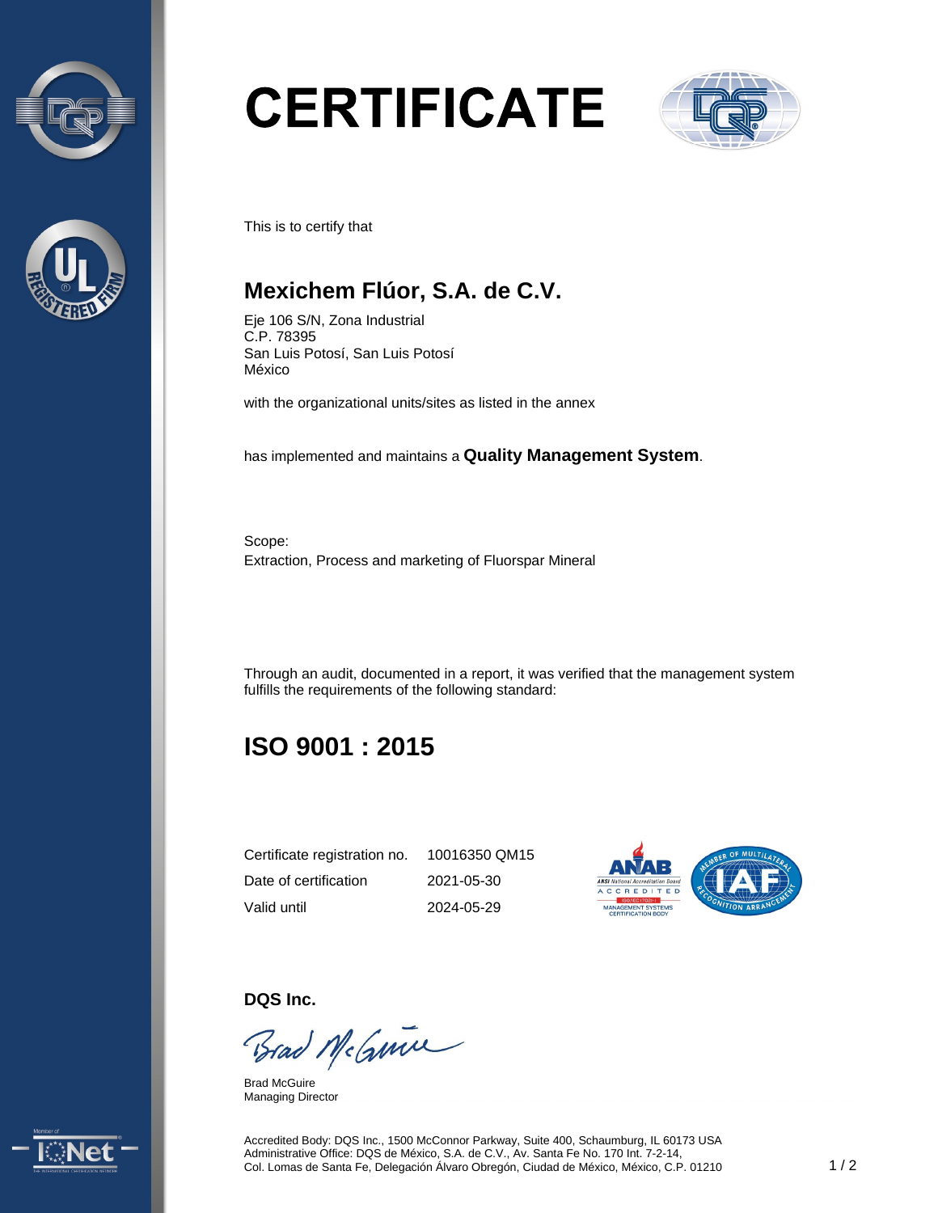# CERTIFICATE

This is to certify that

## Mexichem Flúor, S.A. de C.V.

Eje 106 S/N, Zona Industrial
C.P. 78395
San Luis Potosí, San Luis Potosí
México

with the organizational units/sites as listed in the annex

has implemented and maintains a **Quality Management System**.

Scope:
Extraction, Process and marketing of Fluorspar Mineral

Through an audit, documented in a report, it was verified that the management system fulfills the requirements of the following standard:

## ISO 9001 : 2015

| | |
|---|---|
| Certificate registration no. | 10016350 QM15 |
| Date of certification | 2021-05-30 |
| Valid until | 2024-05-29 |

**DQS Inc.**

Brad McGuire
Managing Director

Accredited Body: DQS Inc., 1500 McConnor Parkway, Suite 400, Schaumburg, IL 60173 USA
Administrative Office: DQS de México, S.A. de C.V., Av. Santa Fe No. 170 Int. 7-2-14,
Col. Lomas de Santa Fe, Delegación Álvaro Obregón, Ciudad de México, México, C.P. 01210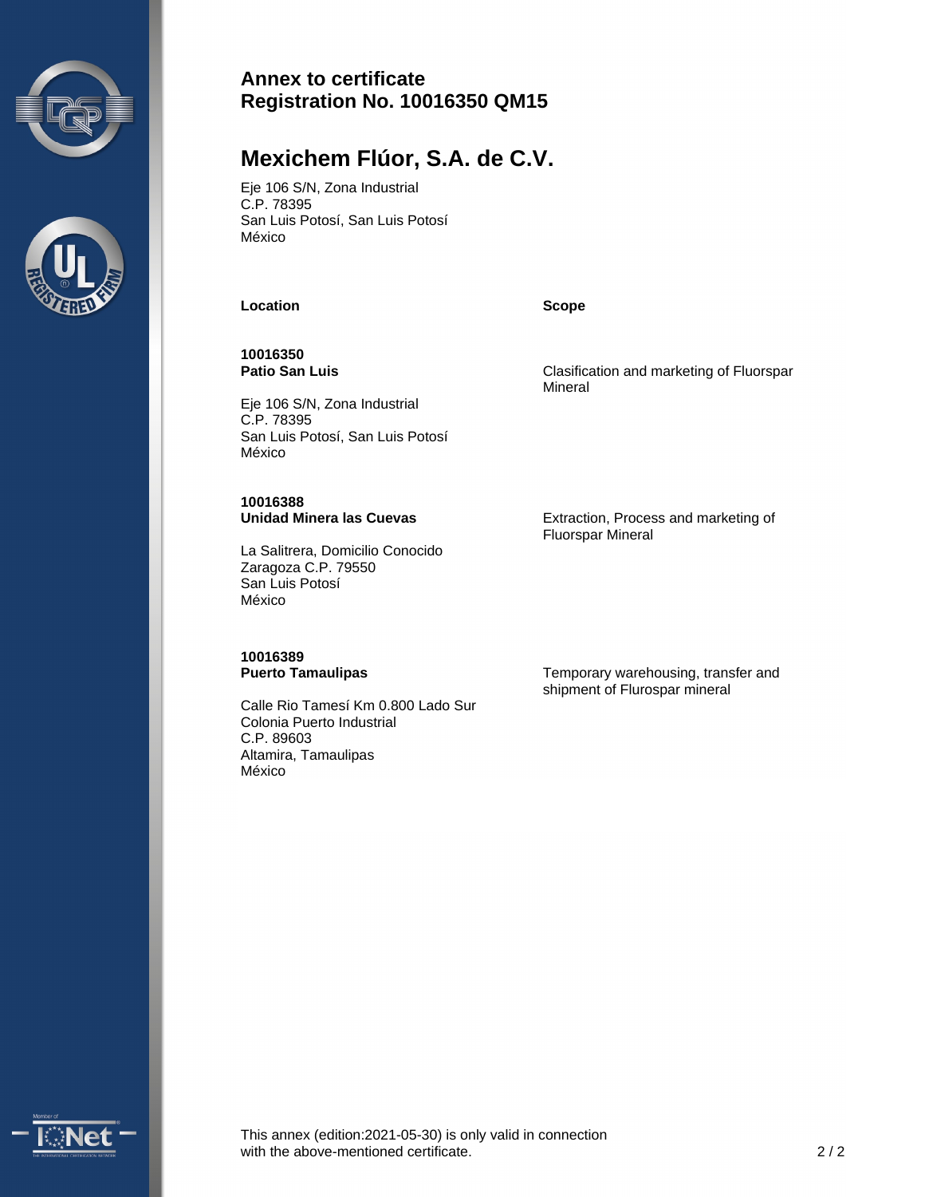## Annex to certificate
## Registration No. 10016350 QM15

# Mexichem Flúor, S.A. de C.V.

Eje 106 S/N, Zona Industrial
C.P. 78395
San Luis Potosí, San Luis Potosí
México

| Location | Scope |
| --- | --- |
| **10016350**<br>**Patio San Luis**<br><br>Eje 106 S/N, Zona Industrial<br>C.P. 78395<br>San Luis Potosí, San Luis Potosí<br>México | Clasification and marketing of Fluorspar Mineral |
| **10016388**<br>**Unidad Minera las Cuevas**<br><br>La Salitrera, Domicilio Conocido<br>Zaragoza C.P. 79550<br>San Luis Potosí<br>México | Extraction, Process and marketing of Fluorspar Mineral |
| **10016389**<br>**Puerto Tamaulipas**<br><br>Calle Rio Tamesí Km 0.800 Lado Sur<br>Colonia Puerto Industrial<br>C.P. 89603<br>Altamira, Tamaulipas<br>México | Temporary warehousing, transfer and shipment of Flurospar mineral |

This annex (edition:2021-05-30) is only valid in connection with the above-mentioned certificate.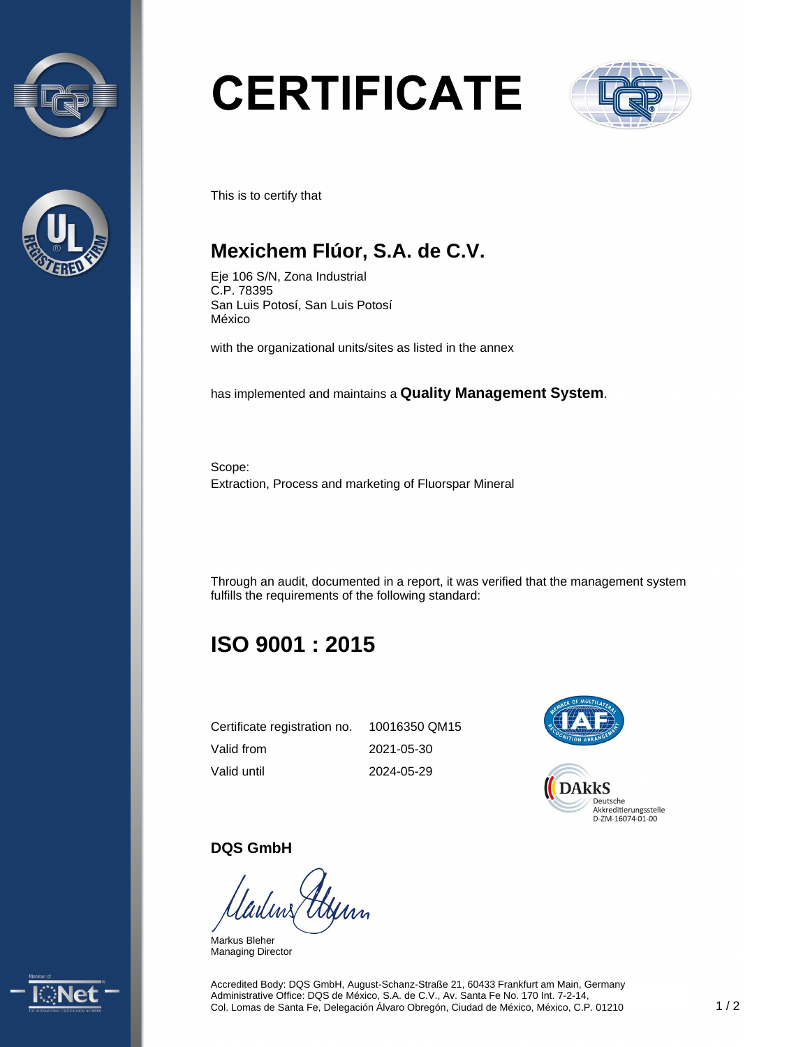# CERTIFICATE

This is to certify that

## Mexichem Flúor, S.A. de C.V.

Eje 106 S/N, Zona Industrial
C.P. 78395
San Luis Potosí, San Luis Potosí
México

with the organizational units/sites as listed in the annex

has implemented and maintains a **Quality Management System**.

Scope:
Extraction, Process and marketing of Fluorspar Mineral

Through an audit, documented in a report, it was verified that the management system fulfills the requirements of the following standard:

## ISO 9001 : 2015

| | |
|---|---|
| Certificate registration no. | 10016350 QM15 |
| Valid from | 2021-05-30 |
| Valid until | 2024-05-29 |

DAkkS
Deutsche
Akkreditierungsstelle
D-ZM-16074-01-00

**DQS GmbH**

Markus Bleher
Managing Director

Accredited Body: DQS GmbH, August-Schanz-Straße 21, 60433 Frankfurt am Main, Germany
Administrative Office: DQS de México, S.A. de C.V., Av. Santa Fe No. 170 Int. 7-2-14,
Col. Lomas de Santa Fe, Delegación Álvaro Obregón, Ciudad de México, México, C.P. 01210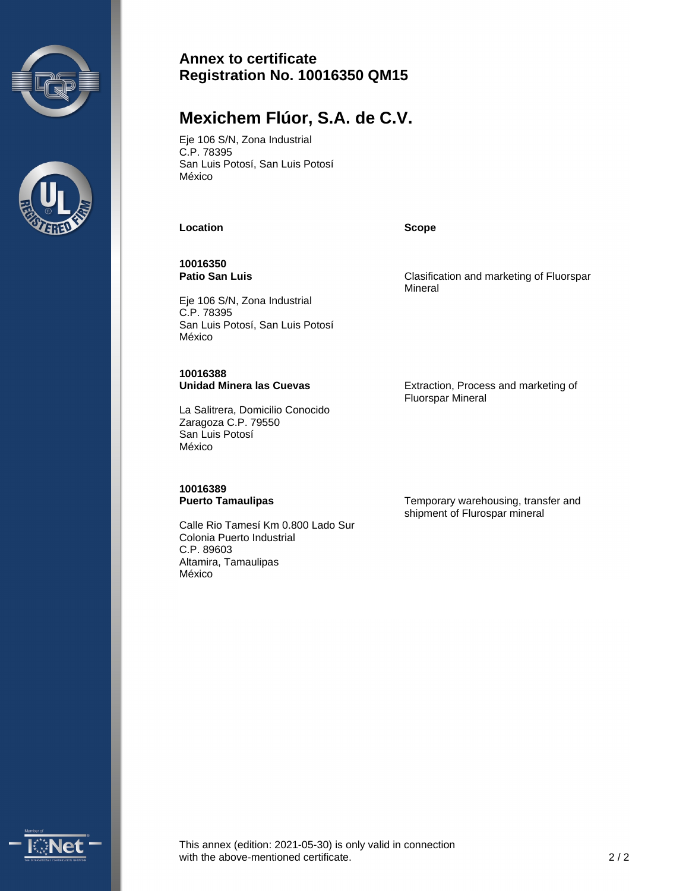# Annex to certificate
# Registration No. 10016350 QM15

## Mexichem Flúor, S.A. de C.V.

Eje 106 S/N, Zona Industrial
C.P. 78395
San Luis Potosí, San Luis Potosí
México

| Location | Scope |
|---|---|
| **10016350**<br>**Patio San Luis**<br><br>Eje 106 S/N, Zona Industrial<br>C.P. 78395<br>San Luis Potosí, San Luis Potosí<br>México | Clasification and marketing of Fluorspar Mineral |
| **10016388**<br>**Unidad Minera las Cuevas**<br><br>La Salitrera, Domicilio Conocido<br>Zaragoza C.P. 79550<br>San Luis Potosí<br>México | Extraction, Process and marketing of Fluorspar Mineral |
| **10016389**<br>**Puerto Tamaulipas**<br><br>Calle Rio Tamesí Km 0.800 Lado Sur<br>Colonia Puerto Industrial<br>C.P. 89603<br>Altamira, Tamaulipas<br>México | Temporary warehousing, transfer and shipment of Flurospar mineral |

This annex (edition: 2021-05-30) is only valid in connection with the above-mentioned certificate.